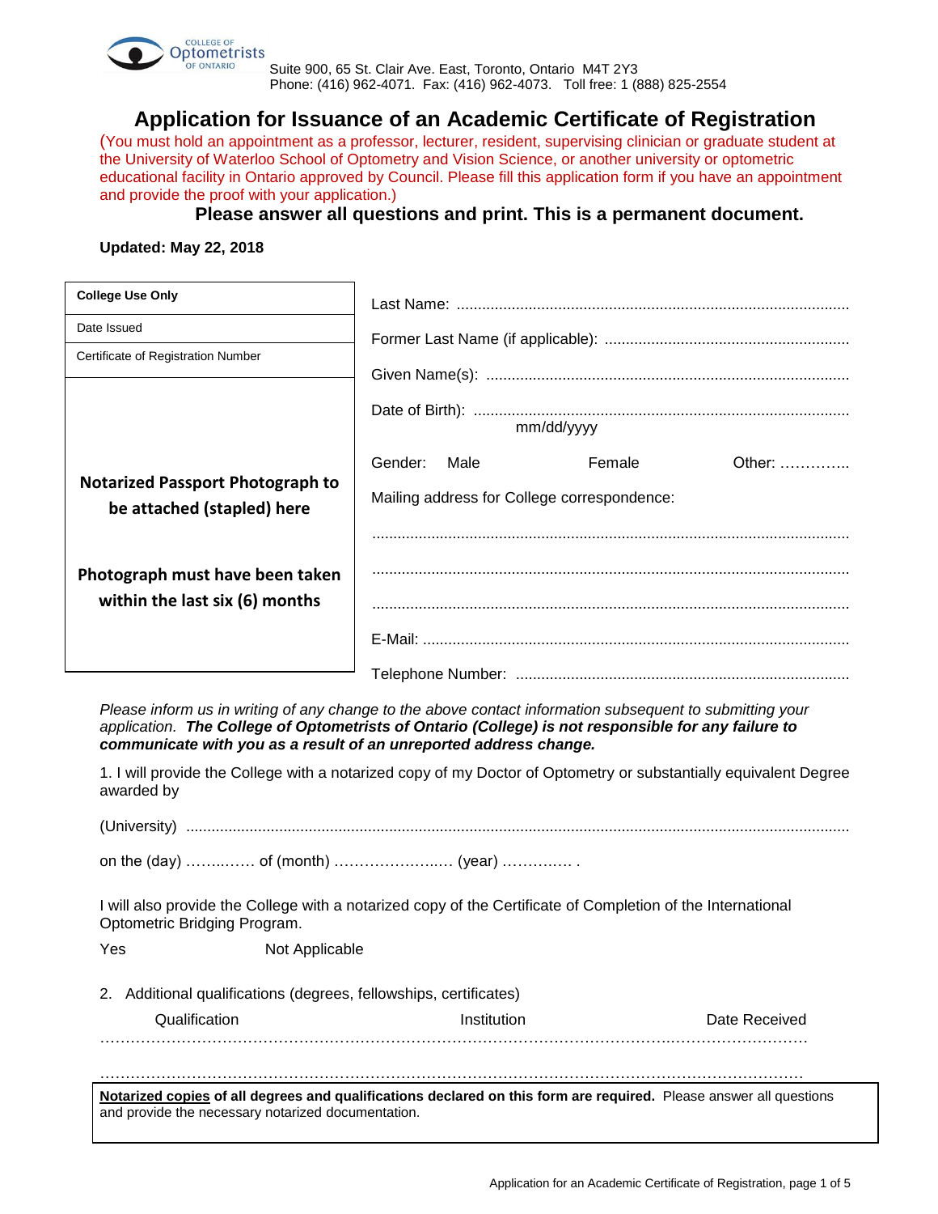COLLEGE OF Optometrists OF ONTARIO

Suite 900, 65 St. Clair Ave. East, Toronto, Ontario M4T 2Y3
Phone: (416) 962-4071. Fax: (416) 962-4073. Toll free: 1 (888) 825-2554

# Application for Issuance of an Academic Certificate of Registration

(You must hold an appointment as a professor, lecturer, resident, supervising clinician or graduate student at the University of Waterloo School of Optometry and Vision Science, or another university or optometric educational facility in Ontario approved by Council. Please fill this application form if you have an appointment and provide the proof with your application.)

**Please answer all questions and print. This is a permanent document.**

**Updated: May 22, 2018**

| **College Use Only** |
|---|
| Date Issued |
| Certificate of Registration Number |
| **Notarized Passport Photograph to be attached (stapled) here** <br><br> **Photograph must have been taken within the last six (6) months** |

Last Name: ............................................................................................

Former Last Name (if applicable): .........................................................

Given Name(s): .....................................................................................

Date of Birth): ........................................................................................
mm/dd/yyyy

Gender: Male Female Other: …………..

Mailing address for College correspondence:

...............................................................................................................

...............................................................................................................

...............................................................................................................

E-Mail: ....................................................................................................

Telephone Number: ...............................................................................

*Please inform us in writing of any change to the above contact information subsequent to submitting your application.* ***The College of Optometrists of Ontario (College) is not responsible for any failure to communicate with you as a result of an unreported address change.***

1. I will provide the College with a notarized copy of my Doctor of Optometry or substantially equivalent Degree awarded by

(University) ..........................................................................................................................................

on the (day) ……..…… of (month) …………………..… (year) ………..… .

I will also provide the College with a notarized copy of the Certificate of Completion of the International Optometric Bridging Program.

Yes Not Applicable

2. Additional qualifications (degrees, fellowships, certificates)

| Qualification | Institution | Date Received |
|---|---|---|
| | | |
| | | |

**Notarized copies of all degrees and qualifications declared on this form are required.** Please answer all questions and provide the necessary notarized documentation.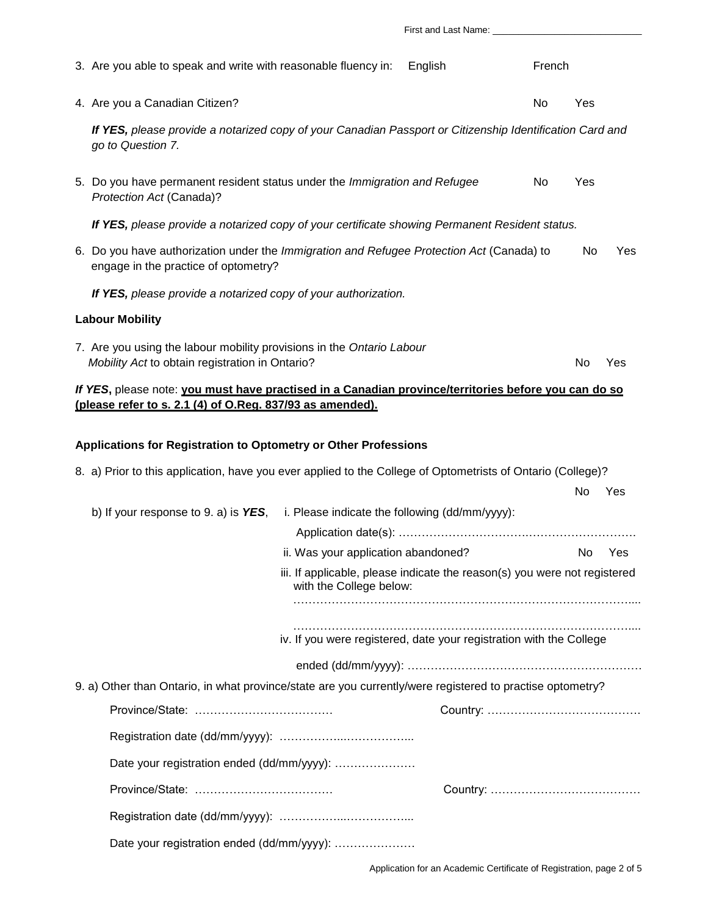First and Last Name: ____________________________

3. Are you able to speak and write with reasonable fluency in: English French

4. Are you a Canadian Citizen? No Yes

   ***If YES,*** *please provide a notarized copy of your Canadian Passport or Citizenship Identification Card and go to Question 7.*

5. Do you have permanent resident status under the *Immigration and Refugee Protection Act* (Canada)? No Yes

   ***If YES,*** *please provide a notarized copy of your certificate showing Permanent Resident status.*

6. Do you have authorization under the *Immigration and Refugee Protection Act* (Canada) to engage in the practice of optometry? No Yes

   ***If YES,*** *please provide a notarized copy of your authorization.*

**Labour Mobility**

7. Are you using the labour mobility provisions in the *Ontario Labour Mobility Act* to obtain registration in Ontario? No Yes

***If YES*****,** please note: **<u>you must have practised in a Canadian province/territories before you can do so (please refer to s. 2.1 (4) of O.Reg. 837/93 as amended).</u>**

**Applications for Registration to Optometry or Other Professions**

8. a) Prior to this application, have you ever applied to the College of Optometrists of Ontario (College)? No Yes

   b) If your response to 9. a) is ***YES***,
   i. Please indicate the following (dd/mm/yyyy):
   Application date(s): ……………………………………………………………
   ii. Was your application abandoned? No Yes
   iii. If applicable, please indicate the reason(s) you were not registered with the College below:
   ……………………………………………………………………………………....
   ……………………………………………………………………………………....
   iv. If you were registered, date your registration with the College ended (dd/mm/yyyy): ……………………………………………………

9. a) Other than Ontario, in what province/state are you currently/were registered to practise optometry?

   Province/State: ……………………………… Country: …………………………………
   Registration date (dd/mm/yyyy): ……………..……………...
   Date your registration ended (dd/mm/yyyy): …………………

   Province/State: ……………………………… Country: …………………………………
   Registration date (dd/mm/yyyy): ……………..……………...
   Date your registration ended (dd/mm/yyyy): …………………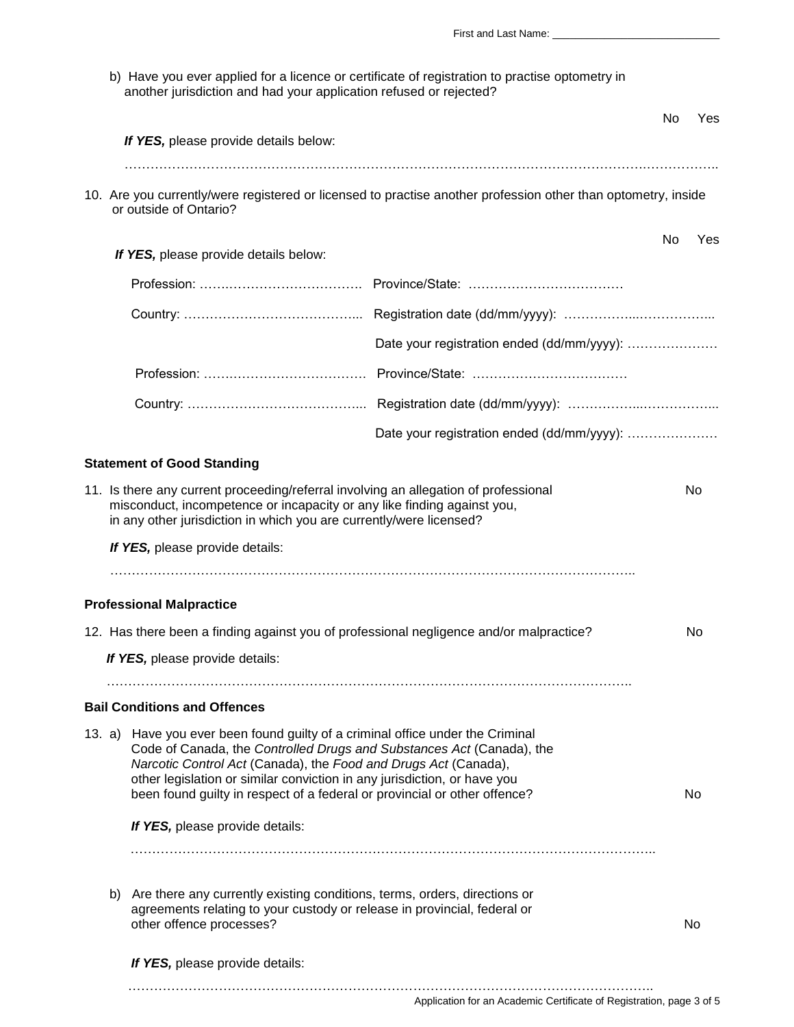First and Last Name: ____________________________

b) Have you ever applied for a licence or certificate of registration to practise optometry in another jurisdiction and had your application refused or rejected?

No Yes

*If YES,* please provide details below:

……………………………………………………………………………………………………………………………

10. Are you currently/were registered or licensed to practise another profession other than optometry, inside or outside of Ontario?

No Yes

*If YES,* please provide details below:

Profession: ……………………………… Province/State: ………………………………

Country: ………………………………… Registration date (dd/mm/yyyy): ……………………………

Date your registration ended (dd/mm/yyyy): …………………

Profession: ……………………………… Province/State: ………………………………

Country: ………………………………… Registration date (dd/mm/yyyy): ……………………………

Date your registration ended (dd/mm/yyyy): …………………

**Statement of Good Standing**

11. Is there any current proceeding/referral involving an allegation of professional misconduct, incompetence or incapacity or any like finding against you, in any other jurisdiction in which you are currently/were licensed?

No

*If YES,* please provide details:

………………………………………………………………………………………………………………

**Professional Malpractice**

12. Has there been a finding against you of professional negligence and/or malpractice?

No

*If YES,* please provide details:

………………………………………………………………………………………………………………

**Bail Conditions and Offences**

13. a) Have you ever been found guilty of a criminal office under the Criminal Code of Canada, the *Controlled Drugs and Substances Act* (Canada), the *Narcotic Control Act* (Canada), the *Food and Drugs Act* (Canada), other legislation or similar conviction in any jurisdiction, or have you been found guilty in respect of a federal or provincial or other offence?

No

*If YES,* please provide details:

………………………………………………………………………………………………………………

b) Are there any currently existing conditions, terms, orders, directions or agreements relating to your custody or release in provincial, federal or other offence processes?

No

*If YES,* please provide details:

………………………………………………………………………………………………………………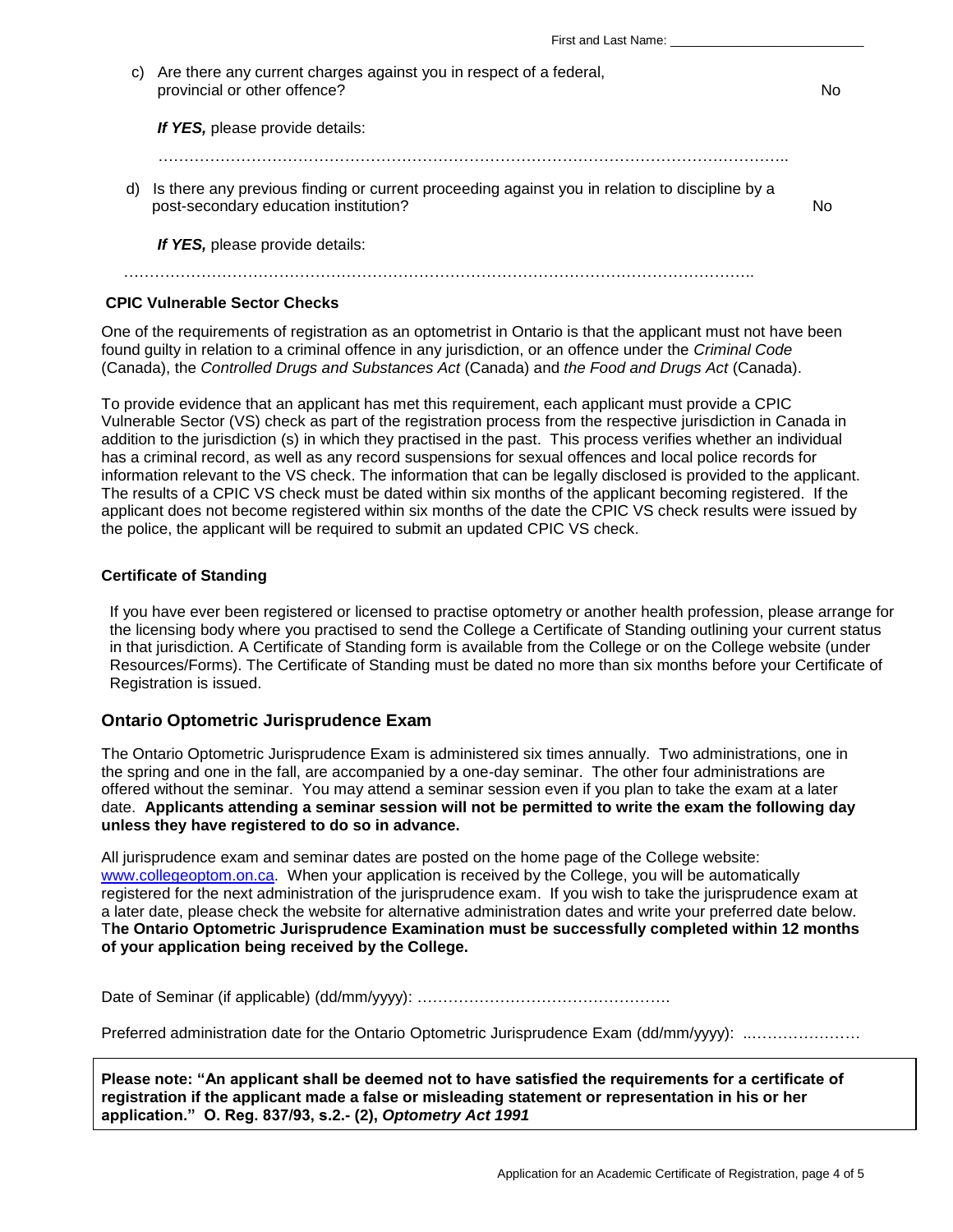First and Last Name: ___________________________

c) Are there any current charges against you in respect of a federal, provincial or other offence? No

*If YES,* please provide details:

……………………………………………………………………………………………………….

d) Is there any previous finding or current proceeding against you in relation to discipline by a post-secondary education institution? No

*If YES,* please provide details:

……………………………………………………………………………………………………….

**CPIC Vulnerable Sector Checks**

One of the requirements of registration as an optometrist in Ontario is that the applicant must not have been found guilty in relation to a criminal offence in any jurisdiction, or an offence under the *Criminal Code* (Canada), the *Controlled Drugs and Substances Act* (Canada) and *the Food and Drugs Act* (Canada).

To provide evidence that an applicant has met this requirement, each applicant must provide a CPIC Vulnerable Sector (VS) check as part of the registration process from the respective jurisdiction in Canada in addition to the jurisdiction (s) in which they practised in the past. This process verifies whether an individual has a criminal record, as well as any record suspensions for sexual offences and local police records for information relevant to the VS check. The information that can be legally disclosed is provided to the applicant. The results of a CPIC VS check must be dated within six months of the applicant becoming registered. If the applicant does not become registered within six months of the date the CPIC VS check results were issued by the police, the applicant will be required to submit an updated CPIC VS check.

**Certificate of Standing**

If you have ever been registered or licensed to practise optometry or another health profession, please arrange for the licensing body where you practised to send the College a Certificate of Standing outlining your current status in that jurisdiction. A Certificate of Standing form is available from the College or on the College website (under Resources/Forms). The Certificate of Standing must be dated no more than six months before your Certificate of Registration is issued.

## Ontario Optometric Jurisprudence Exam

The Ontario Optometric Jurisprudence Exam is administered six times annually. Two administrations, one in the spring and one in the fall, are accompanied by a one-day seminar. The other four administrations are offered without the seminar. You may attend a seminar session even if you plan to take the exam at a later date. **Applicants attending a seminar session will not be permitted to write the exam the following day unless they have registered to do so in advance.**

All jurisprudence exam and seminar dates are posted on the home page of the College website: www.collegeoptom.on.ca. When your application is received by the College, you will be automatically registered for the next administration of the jurisprudence exam. If you wish to take the jurisprudence exam at a later date, please check the website for alternative administration dates and write your preferred date below. T**he Ontario Optometric Jurisprudence Examination must be successfully completed within 12 months of your application being received by the College.**

Date of Seminar (if applicable) (dd/mm/yyyy): ………………………………………….

Preferred administration date for the Ontario Optometric Jurisprudence Exam (dd/mm/yyyy): ..…………………

**Please note: "An applicant shall be deemed not to have satisfied the requirements for a certificate of registration if the applicant made a false or misleading statement or representation in his or her application." O. Reg. 837/93, s.2.- (2), *Optometry Act 1991***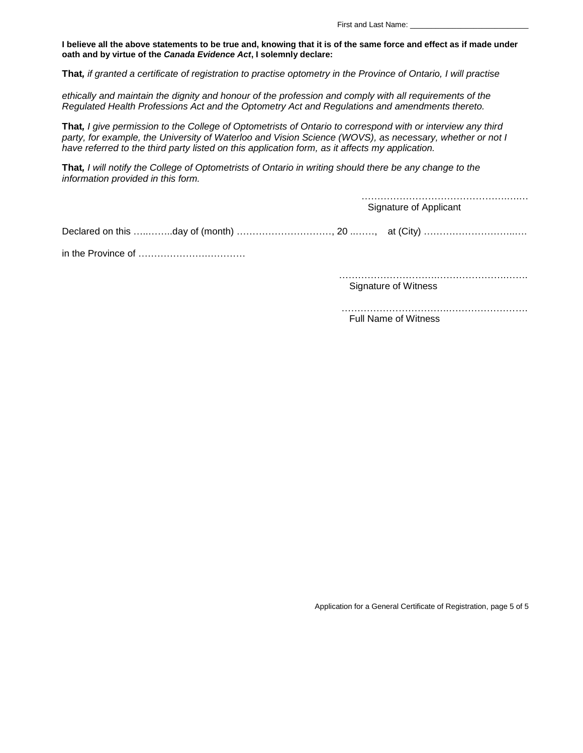First and Last Name: ___________________________

**I believe all the above statements to be true and, knowing that it is of the same force and effect as if made under oath and by virtue of the *Canada Evidence Act*, I solemnly declare:**

**That,** *if granted a certificate of registration to practise optometry in the Province of Ontario, I will practise*

*ethically and maintain the dignity and honour of the profession and comply with all requirements of the Regulated Health Professions Act and the Optometry Act and Regulations and amendments thereto.*

**That,** *I give permission to the College of Optometrists of Ontario to correspond with or interview any third party, for example, the University of Waterloo and Vision Science (WOVS), as necessary, whether or not I have referred to the third party listed on this application form, as it affects my application.*

**That,** *I will notify the College of Optometrists of Ontario in writing should there be any change to the information provided in this form.*

……………………………………………

Signature of Applicant

Declared on this ……….day of (month) …………………………, 20 ……, at (City) …………………………

in the Province of ……………………………

………………………………………………….

Signature of Witness

………………………………………………….

Full Name of Witness